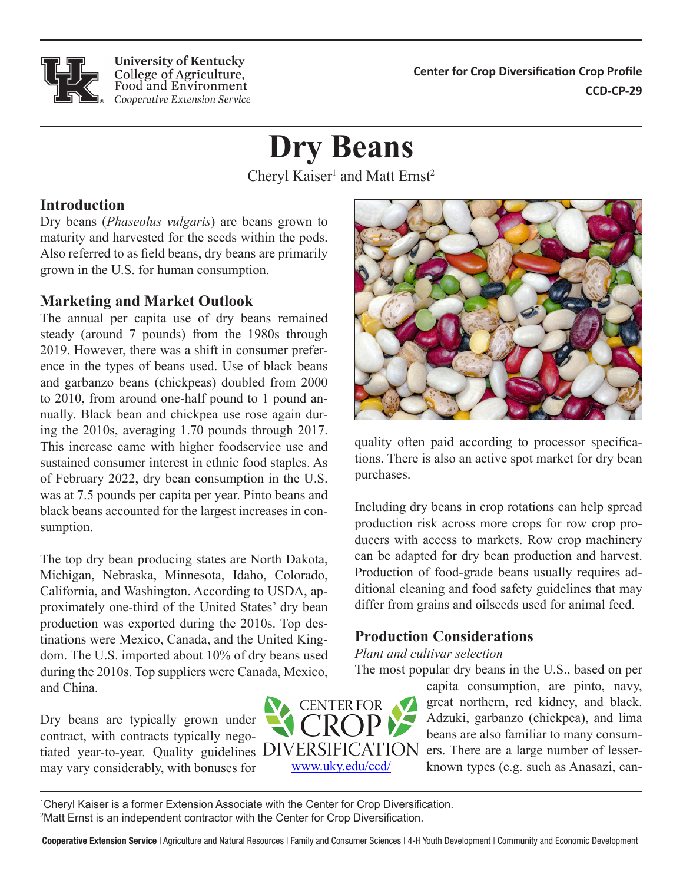University of Kentucky
College of Agriculture, Food and Environment
*Cooperative Extension Service*

**Center for Crop Diversification Crop Profile**
**CCD-CP-29**

# Dry Beans

Cheryl Kaiser[1] and Matt Ernst[2]

## Introduction

Dry beans (*Phaseolus vulgaris*) are beans grown to maturity and harvested for the seeds within the pods. Also referred to as field beans, dry beans are primarily grown in the U.S. for human consumption.

## Marketing and Market Outlook

The annual per capita use of dry beans remained steady (around 7 pounds) from the 1980s through 2019. However, there was a shift in consumer preference in the types of beans used. Use of black beans and garbanzo beans (chickpeas) doubled from 2000 to 2010, from around one-half pound to 1 pound annually. Black bean and chickpea use rose again during the 2010s, averaging 1.70 pounds through 2017. This increase came with higher foodservice use and sustained consumer interest in ethnic food staples. As of February 2022, dry bean consumption in the U.S. was at 7.5 pounds per capita per year. Pinto beans and black beans accounted for the largest increases in consumption.

The top dry bean producing states are North Dakota, Michigan, Nebraska, Minnesota, Idaho, Colorado, California, and Washington. According to USDA, approximately one-third of the United States' dry bean production was exported during the 2010s. Top destinations were Mexico, Canada, and the United Kingdom. The U.S. imported about 10% of dry beans used during the 2010s. Top suppliers were Canada, Mexico, and China.

Dry beans are typically grown under contract, with contracts typically negotiated year-to-year. Quality guidelines may vary considerably, with bonuses for quality often paid according to processor specifications. There is also an active spot market for dry bean purchases.

Including dry beans in crop rotations can help spread production risk across more crops for row crop producers with access to markets. Row crop machinery can be adapted for dry bean production and harvest. Production of food-grade beans usually requires additional cleaning and food safety guidelines that may differ from grains and oilseeds used for animal feed.

## Production Considerations

*Plant and cultivar selection*

The most popular dry beans in the U.S., based on per capita consumption, are pinto, navy, great northern, red kidney, and black. Adzuki, garbanzo (chickpea), and lima beans are also familiar to many consumers. There are a large number of lesser-known types (e.g. such as Anasazi, can-

CENTER FOR CROP DIVERSIFICATION
www.uky.edu/ccd/

[1]Cheryl Kaiser is a former Extension Associate with the Center for Crop Diversification.
[2]Matt Ernst is an independent contractor with the Center for Crop Diversification.

**Cooperative Extension Service** | Agriculture and Natural Resources | Family and Consumer Sciences | 4-H Youth Development | Community and Economic Development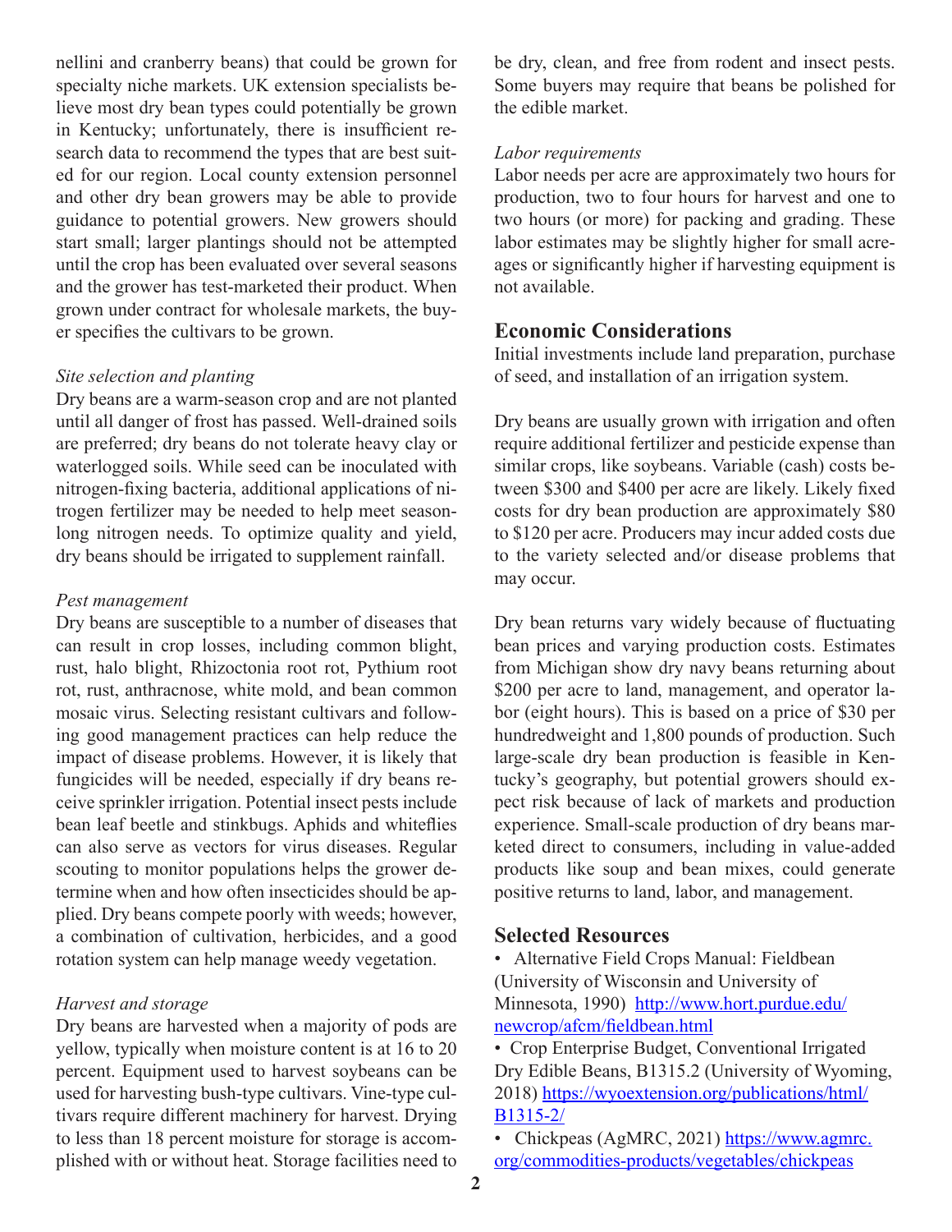nellini and cranberry beans) that could be grown for specialty niche markets. UK extension specialists believe most dry bean types could potentially be grown in Kentucky; unfortunately, there is insufficient research data to recommend the types that are best suited for our region. Local county extension personnel and other dry bean growers may be able to provide guidance to potential growers. New growers should start small; larger plantings should not be attempted until the crop has been evaluated over several seasons and the grower has test-marketed their product. When grown under contract for wholesale markets, the buyer specifies the cultivars to be grown.

*Site selection and planting*

Dry beans are a warm-season crop and are not planted until all danger of frost has passed. Well-drained soils are preferred; dry beans do not tolerate heavy clay or waterlogged soils. While seed can be inoculated with nitrogen-fixing bacteria, additional applications of nitrogen fertilizer may be needed to help meet season-long nitrogen needs. To optimize quality and yield, dry beans should be irrigated to supplement rainfall.

*Pest management*

Dry beans are susceptible to a number of diseases that can result in crop losses, including common blight, rust, halo blight, Rhizoctonia root rot, Pythium root rot, rust, anthracnose, white mold, and bean common mosaic virus. Selecting resistant cultivars and following good management practices can help reduce the impact of disease problems. However, it is likely that fungicides will be needed, especially if dry beans receive sprinkler irrigation. Potential insect pests include bean leaf beetle and stinkbugs. Aphids and whiteflies can also serve as vectors for virus diseases. Regular scouting to monitor populations helps the grower determine when and how often insecticides should be applied. Dry beans compete poorly with weeds; however, a combination of cultivation, herbicides, and a good rotation system can help manage weedy vegetation.

*Harvest and storage*

Dry beans are harvested when a majority of pods are yellow, typically when moisture content is at 16 to 20 percent. Equipment used to harvest soybeans can be used for harvesting bush-type cultivars. Vine-type cultivars require different machinery for harvest. Drying to less than 18 percent moisture for storage is accomplished with or without heat. Storage facilities need to be dry, clean, and free from rodent and insect pests. Some buyers may require that beans be polished for the edible market.

*Labor requirements*

Labor needs per acre are approximately two hours for production, two to four hours for harvest and one to two hours (or more) for packing and grading. These labor estimates may be slightly higher for small acreages or significantly higher if harvesting equipment is not available.

## Economic Considerations

Initial investments include land preparation, purchase of seed, and installation of an irrigation system.

Dry beans are usually grown with irrigation and often require additional fertilizer and pesticide expense than similar crops, like soybeans. Variable (cash) costs between $300 and $400 per acre are likely. Likely fixed costs for dry bean production are approximately $80 to $120 per acre. Producers may incur added costs due to the variety selected and/or disease problems that may occur.

Dry bean returns vary widely because of fluctuating bean prices and varying production costs. Estimates from Michigan show dry navy beans returning about $200 per acre to land, management, and operator labor (eight hours). This is based on a price of $30 per hundredweight and 1,800 pounds of production. Such large-scale dry bean production is feasible in Kentucky's geography, but potential growers should expect risk because of lack of markets and production experience. Small-scale production of dry beans marketed direct to consumers, including in value-added products like soup and bean mixes, could generate positive returns to land, labor, and management.

## Selected Resources

- Alternative Field Crops Manual: Fieldbean (University of Wisconsin and University of Minnesota, 1990) http://www.hort.purdue.edu/newcrop/afcm/fieldbean.html
- Crop Enterprise Budget, Conventional Irrigated Dry Edible Beans, B1315.2 (University of Wyoming, 2018) https://wyoextension.org/publications/html/B1315-2/
- Chickpeas (AgMRC, 2021) https://www.agmrc.org/commodities-products/vegetables/chickpeas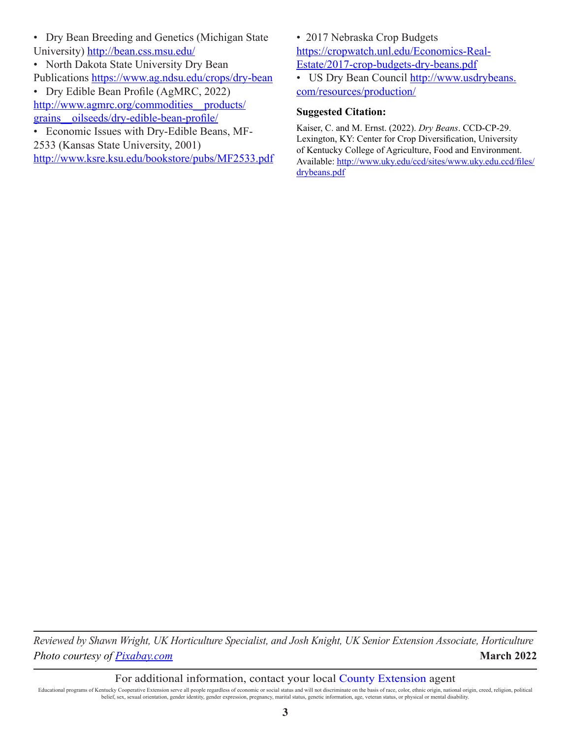- Dry Bean Breeding and Genetics (Michigan State University) http://bean.css.msu.edu/
- North Dakota State University Dry Bean Publications https://www.ag.ndsu.edu/crops/dry-bean
- Dry Edible Bean Profile (AgMRC, 2022) http://www.agmrc.org/commodities__products/grains__oilseeds/dry-edible-bean-profile/
- Economic Issues with Dry-Edible Beans, MF-2533 (Kansas State University, 2001) http://www.ksre.ksu.edu/bookstore/pubs/MF2533.pdf
- 2017 Nebraska Crop Budgets https://cropwatch.unl.edu/Economics-Real-Estate/2017-crop-budgets-dry-beans.pdf
- US Dry Bean Council http://www.usdrybeans.com/resources/production/

**Suggested Citation:**

Kaiser, C. and M. Ernst. (2022). *Dry Beans*. CCD-CP-29. Lexington, KY: Center for Crop Diversification, University of Kentucky College of Agriculture, Food and Environment. Available: http://www.uky.edu/ccd/sites/www.uky.edu.ccd/files/drybeans.pdf

*Reviewed by Shawn Wright, UK Horticulture Specialist, and Josh Knight, UK Senior Extension Associate, Horticulture*

*Photo courtesy of Pixabay.com*

**March 2022**

For additional information, contact your local County Extension agent

Educational programs of Kentucky Cooperative Extension serve all people regardless of economic or social status and will not discriminate on the basis of race, color, ethnic origin, national origin, creed, religion, political belief, sex, sexual orientation, gender identity, gender expression, pregnancy, marital status, genetic information, age, veteran status, or physical or mental disability.